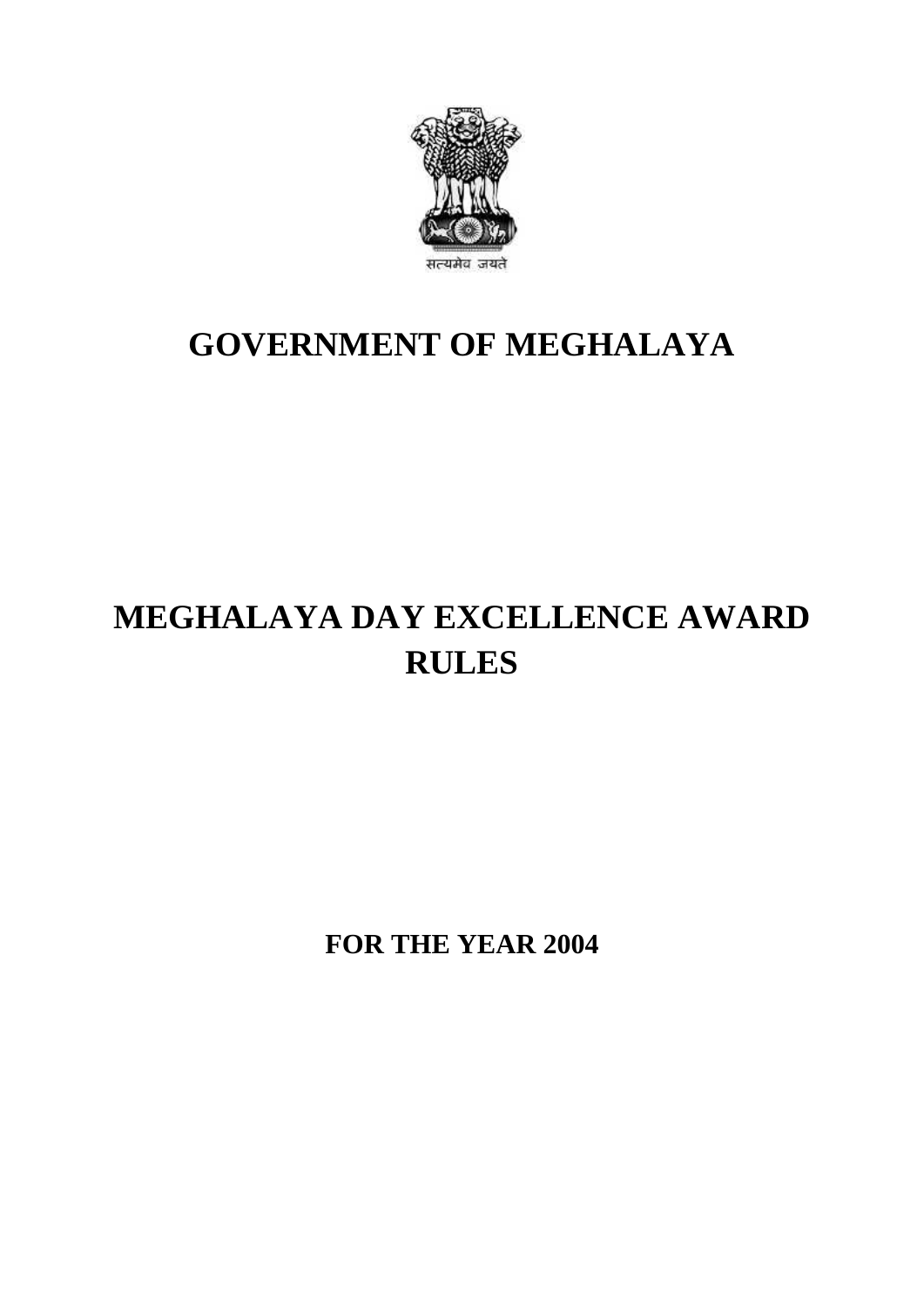सत्यमेव जयते

# GOVERNMENT OF MEGHALAYA

# MEGHALAYA DAY EXCELLENCE AWARD RULES

**FOR THE YEAR 2004**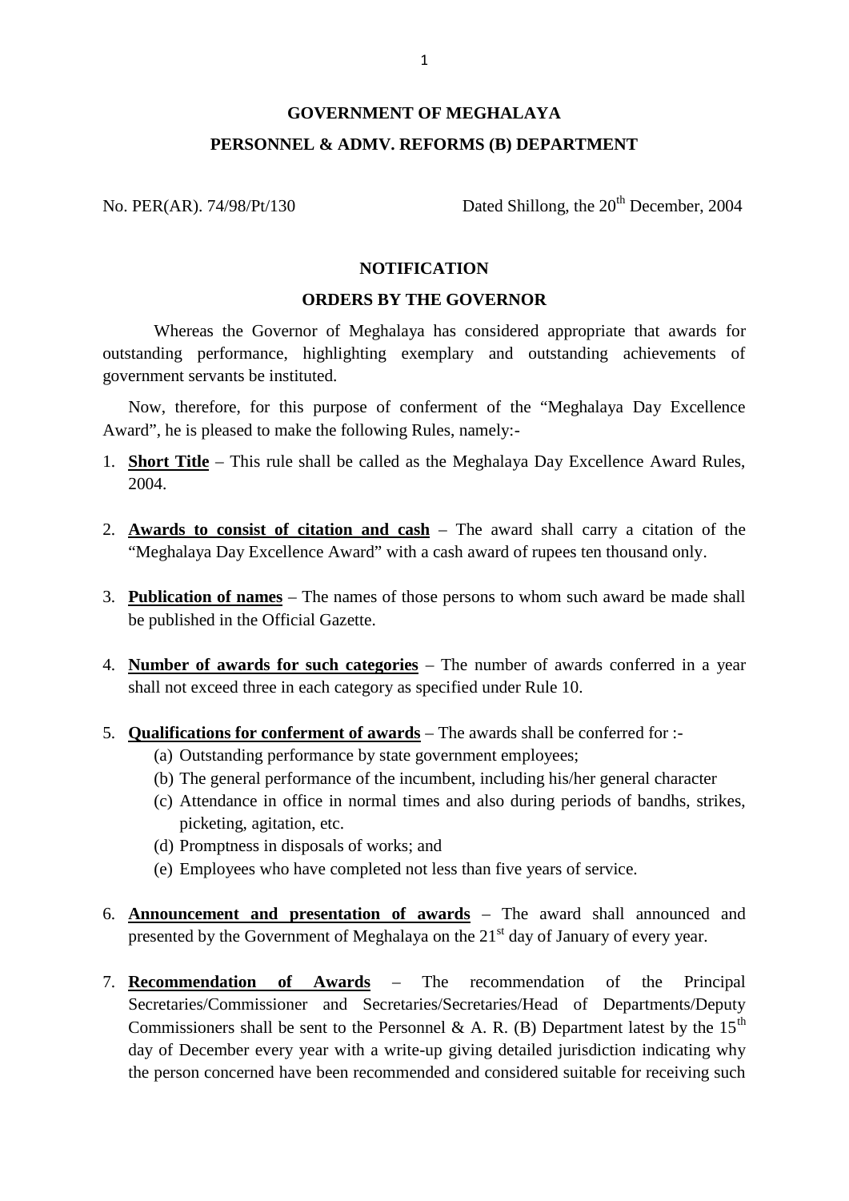**GOVERNMENT OF MEGHALAYA**

**PERSONNEL & ADMV. REFORMS (B) DEPARTMENT**

No. PER(AR). 74/98/Pt/130 Dated Shillong, the 20th December, 2004

**NOTIFICATION**

**ORDERS BY THE GOVERNOR**

Whereas the Governor of Meghalaya has considered appropriate that awards for outstanding performance, highlighting exemplary and outstanding achievements of government servants be instituted.

Now, therefore, for this purpose of conferment of the "Meghalaya Day Excellence Award", he is pleased to make the following Rules, namely:-

1. **Short Title** – This rule shall be called as the Meghalaya Day Excellence Award Rules, 2004.

2. **Awards to consist of citation and cash** – The award shall carry a citation of the "Meghalaya Day Excellence Award" with a cash award of rupees ten thousand only.

3. **Publication of names** – The names of those persons to whom such award be made shall be published in the Official Gazette.

4. **Number of awards for such categories** – The number of awards conferred in a year shall not exceed three in each category as specified under Rule 10.

5. **Qualifications for conferment of awards** – The awards shall be conferred for :-
   - (a) Outstanding performance by state government employees;
   - (b) The general performance of the incumbent, including his/her general character
   - (c) Attendance in office in normal times and also during periods of bandhs, strikes, picketing, agitation, etc.
   - (d) Promptness in disposals of works; and
   - (e) Employees who have completed not less than five years of service.

6. **Announcement and presentation of awards** – The award shall announced and presented by the Government of Meghalaya on the 21st day of January of every year.

7. **Recommendation of Awards** – The recommendation of the Principal Secretaries/Commissioner and Secretaries/Secretaries/Head of Departments/Deputy Commissioners shall be sent to the Personnel & A. R. (B) Department latest by the 15th day of December every year with a write-up giving detailed jurisdiction indicating why the person concerned have been recommended and considered suitable for receiving such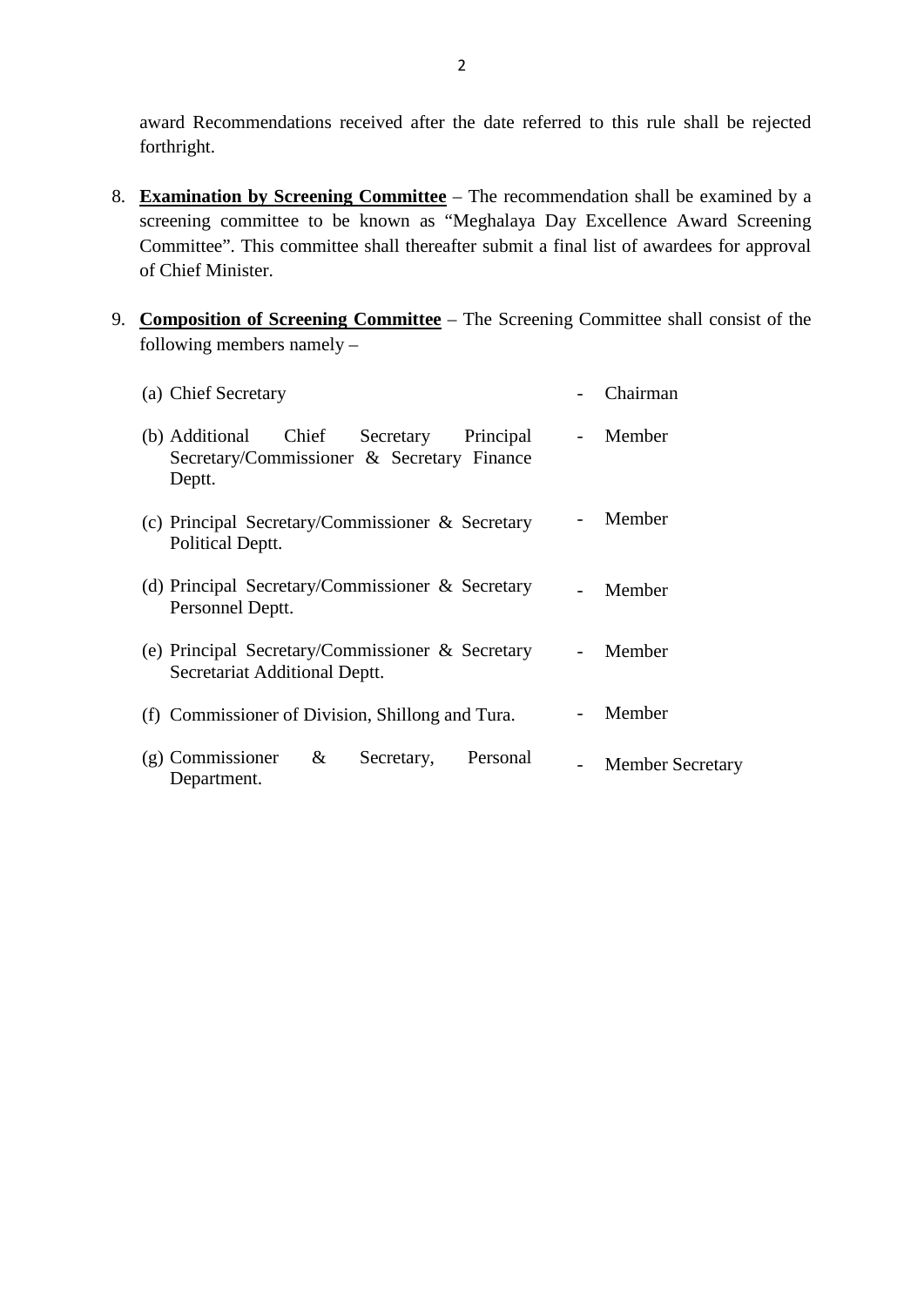award Recommendations received after the date referred to this rule shall be rejected forthright.

8. **Examination by Screening Committee** – The recommendation shall be examined by a screening committee to be known as "Meghalaya Day Excellence Award Screening Committee". This committee shall thereafter submit a final list of awardees for approval of Chief Minister.

9. **Composition of Screening Committee** – The Screening Committee shall consist of the following members namely –

| | | |
|---|---|---|
| (a) Chief Secretary | - | Chairman |
| (b) Additional Chief Secretary Principal Secretary/Commissioner & Secretary Finance Deptt. | - | Member |
| (c) Principal Secretary/Commissioner & Secretary Political Deptt. | - | Member |
| (d) Principal Secretary/Commissioner & Secretary Personnel Deptt. | - | Member |
| (e) Principal Secretary/Commissioner & Secretary Secretariat Additional Deptt. | - | Member |
| (f) Commissioner of Division, Shillong and Tura. | - | Member |
| (g) Commissioner & Secretary, Personal Department. | - | Member Secretary |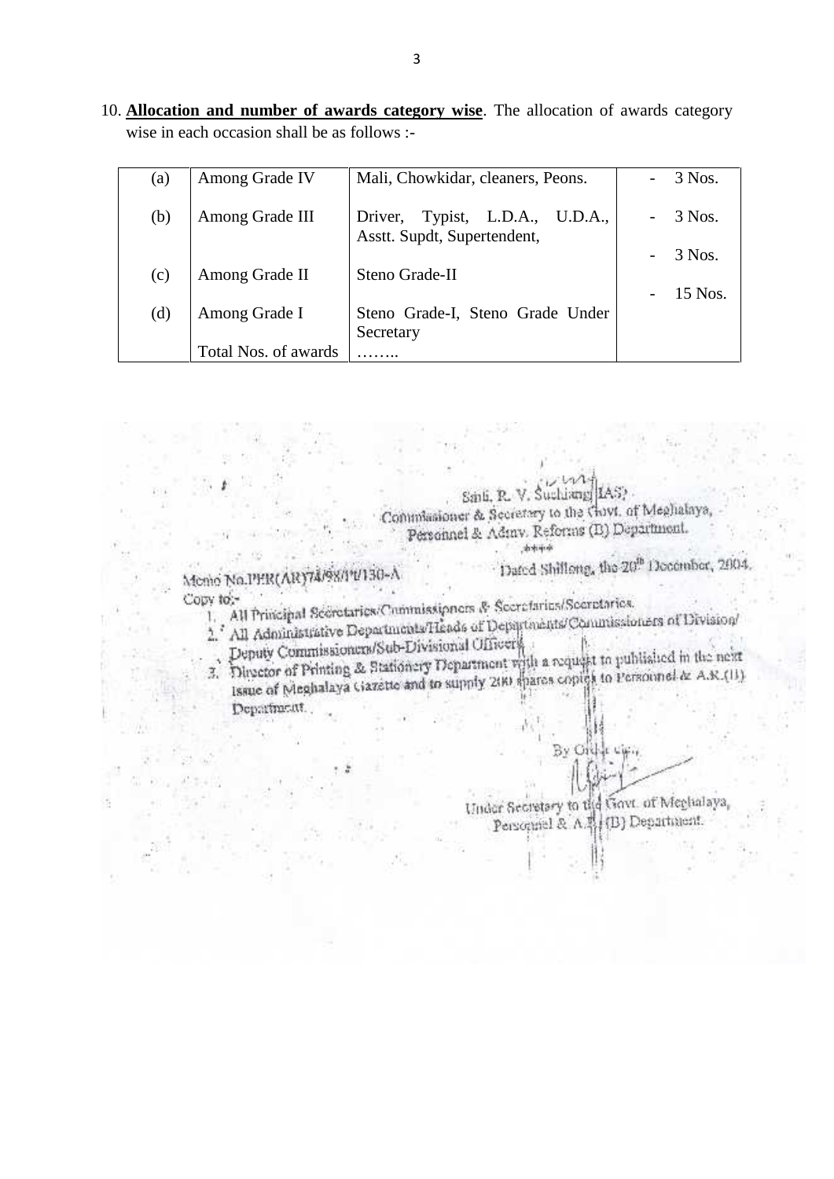10. **Allocation and number of awards category wise**. The allocation of awards category wise in each occasion shall be as follows :-

| | | | |
|---|---|---|---|
| (a) | Among Grade IV | Mali, Chowkidar, cleaners, Peons. | - 3 Nos. |
| (b) | Among Grade III | Driver, Typist, L.D.A., U.D.A., Asstt. Supdt, Supertendent, | - 3 Nos. |
| (c) | Among Grade II | Steno Grade-II | - 3 Nos. |
| (d) | Among Grade I | Steno Grade-I, Steno Grade Under Secretary | - 15 Nos. |
| | Total Nos. of awards | …….. | |

Smti. R. V. Suchiang, IAS,
Commissioner & Secretary to the Govt. of Meghalaya,
Personnel & Admv. Reforms (B) Department.

\*\*\*\*

Memo No.PER(AR)74/98/Pt/130-A    Dated Shillong, the 20th December, 2004.

Copy to:-

1. All Principal Secretaries/Commissioners & Secretaries/Secretaries.
2. All Administrative Departments/Heads of Departments/Commissioners of Division/ Deputy Commissioners/Sub-Divisional Officers.
3. Director of Printing & Stationery Department with a request to published in the next issue of Meghalaya Gazette and to supply 200 spares copies to Personnel & A.R.(B) Department.

By Order etc.,

Under Secretary to the Govt. of Meghalaya,
Personnel & A.R.(B) Department.